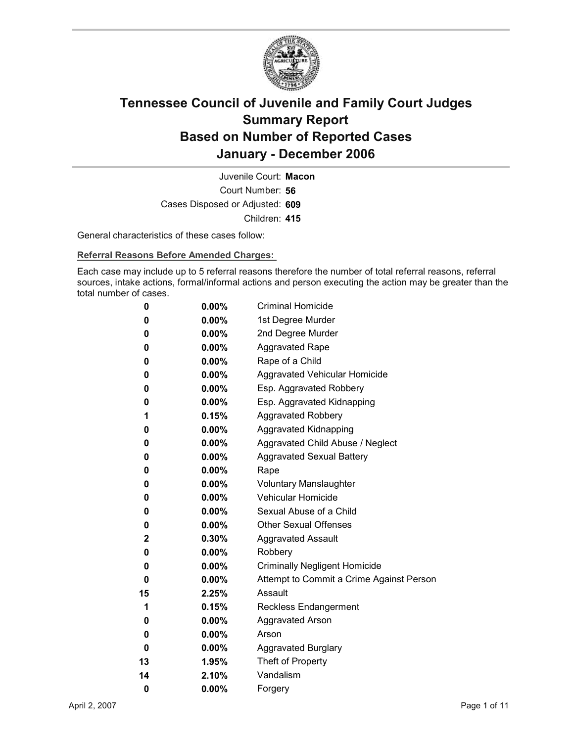# Tennessee Council of Juvenile and Family Court Judges
# Summary Report
# Based on Number of Reported Cases
# January - December 2006

Juvenile Court: **Macon**
Court Number: **56**
Cases Disposed or Adjusted: **609**
Children: **415**

General characteristics of these cases follow:

**Referral Reasons Before Amended Charges:**

Each case may include up to 5 referral reasons therefore the number of total referral reasons, referral sources, intake actions, formal/informal actions and person executing the action may be greater than the total number of cases.

| Count | Percent | Referral Reason |
|---|---|---|
| 0 | 0.00% | Criminal Homicide |
| 0 | 0.00% | 1st Degree Murder |
| 0 | 0.00% | 2nd Degree Murder |
| 0 | 0.00% | Aggravated Rape |
| 0 | 0.00% | Rape of a Child |
| 0 | 0.00% | Aggravated Vehicular Homicide |
| 0 | 0.00% | Esp. Aggravated Robbery |
| 0 | 0.00% | Esp. Aggravated Kidnapping |
| 1 | 0.15% | Aggravated Robbery |
| 0 | 0.00% | Aggravated Kidnapping |
| 0 | 0.00% | Aggravated Child Abuse / Neglect |
| 0 | 0.00% | Aggravated Sexual Battery |
| 0 | 0.00% | Rape |
| 0 | 0.00% | Voluntary Manslaughter |
| 0 | 0.00% | Vehicular Homicide |
| 0 | 0.00% | Sexual Abuse of a Child |
| 0 | 0.00% | Other Sexual Offenses |
| 2 | 0.30% | Aggravated Assault |
| 0 | 0.00% | Robbery |
| 0 | 0.00% | Criminally Negligent Homicide |
| 0 | 0.00% | Attempt to Commit a Crime Against Person |
| 15 | 2.25% | Assault |
| 1 | 0.15% | Reckless Endangerment |
| 0 | 0.00% | Aggravated Arson |
| 0 | 0.00% | Arson |
| 0 | 0.00% | Aggravated Burglary |
| 13 | 1.95% | Theft of Property |
| 14 | 2.10% | Vandalism |
| 0 | 0.00% | Forgery |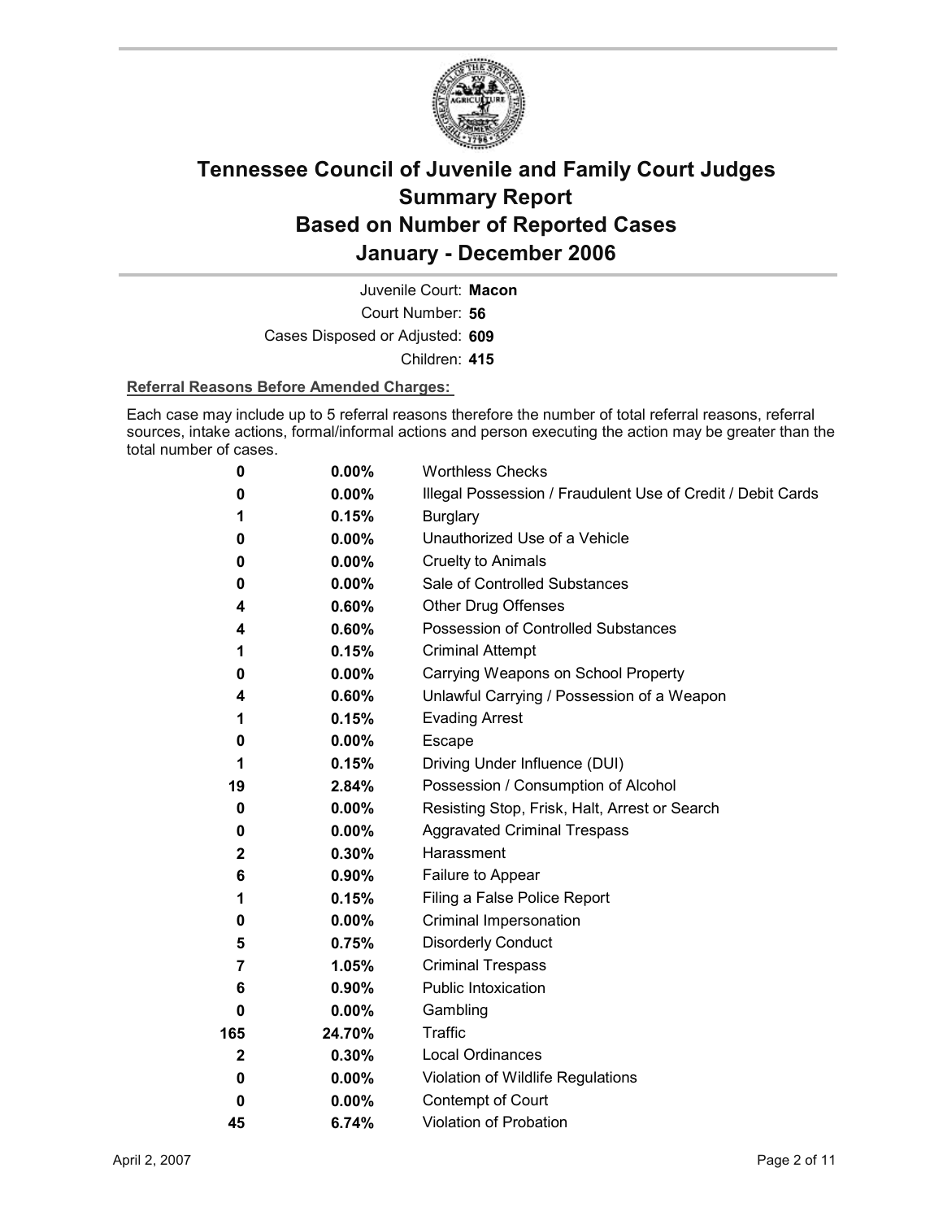# Tennessee Council of Juvenile and Family Court Judges
## Summary Report
## Based on Number of Reported Cases
## January - December 2006

Juvenile Court: **Macon**

Court Number: **56**

Cases Disposed or Adjusted: **609**

Children: **415**

**Referral Reasons Before Amended Charges:**

Each case may include up to 5 referral reasons therefore the number of total referral reasons, referral sources, intake actions, formal/informal actions and person executing the action may be greater than the total number of cases.

| Count | Percent | Referral Reason |
|---|---|---|
| 0 | 0.00% | Worthless Checks |
| 0 | 0.00% | Illegal Possession / Fraudulent Use of Credit / Debit Cards |
| 1 | 0.15% | Burglary |
| 0 | 0.00% | Unauthorized Use of a Vehicle |
| 0 | 0.00% | Cruelty to Animals |
| 0 | 0.00% | Sale of Controlled Substances |
| 4 | 0.60% | Other Drug Offenses |
| 4 | 0.60% | Possession of Controlled Substances |
| 1 | 0.15% | Criminal Attempt |
| 0 | 0.00% | Carrying Weapons on School Property |
| 4 | 0.60% | Unlawful Carrying / Possession of a Weapon |
| 1 | 0.15% | Evading Arrest |
| 0 | 0.00% | Escape |
| 1 | 0.15% | Driving Under Influence (DUI) |
| 19 | 2.84% | Possession / Consumption of Alcohol |
| 0 | 0.00% | Resisting Stop, Frisk, Halt, Arrest or Search |
| 0 | 0.00% | Aggravated Criminal Trespass |
| 2 | 0.30% | Harassment |
| 6 | 0.90% | Failure to Appear |
| 1 | 0.15% | Filing a False Police Report |
| 0 | 0.00% | Criminal Impersonation |
| 5 | 0.75% | Disorderly Conduct |
| 7 | 1.05% | Criminal Trespass |
| 6 | 0.90% | Public Intoxication |
| 0 | 0.00% | Gambling |
| 165 | 24.70% | Traffic |
| 2 | 0.30% | Local Ordinances |
| 0 | 0.00% | Violation of Wildlife Regulations |
| 0 | 0.00% | Contempt of Court |
| 45 | 6.74% | Violation of Probation |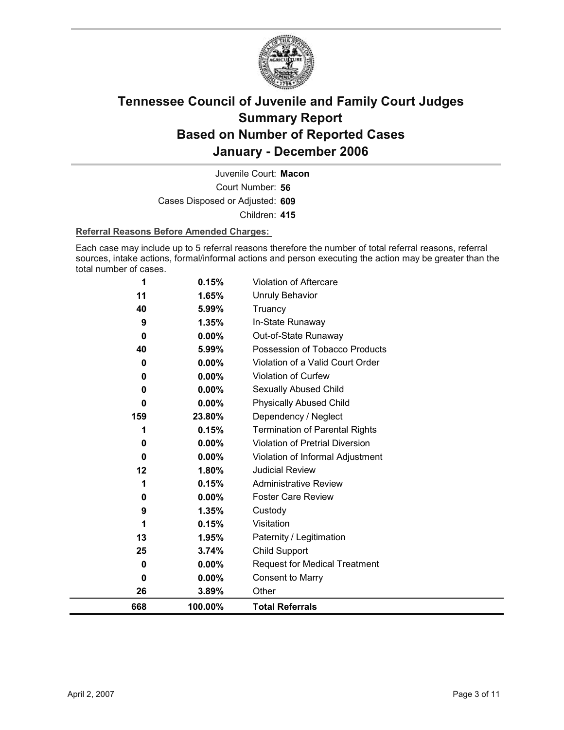# Tennessee Council of Juvenile and Family Court Judges
## Summary Report
## Based on Number of Reported Cases
## January - December 2006

Juvenile Court: **Macon**
Court Number: **56**
Cases Disposed or Adjusted: **609**
Children: **415**

**Referral Reasons Before Amended Charges:**

Each case may include up to 5 referral reasons therefore the number of total referral reasons, referral sources, intake actions, formal/informal actions and person executing the action may be greater than the total number of cases.

| Count | Percent | Referral Reason |
|---|---|---|
| 1 | 0.15% | Violation of Aftercare |
| 11 | 1.65% | Unruly Behavior |
| 40 | 5.99% | Truancy |
| 9 | 1.35% | In-State Runaway |
| 0 | 0.00% | Out-of-State Runaway |
| 40 | 5.99% | Possession of Tobacco Products |
| 0 | 0.00% | Violation of a Valid Court Order |
| 0 | 0.00% | Violation of Curfew |
| 0 | 0.00% | Sexually Abused Child |
| 0 | 0.00% | Physically Abused Child |
| 159 | 23.80% | Dependency / Neglect |
| 1 | 0.15% | Termination of Parental Rights |
| 0 | 0.00% | Violation of Pretrial Diversion |
| 0 | 0.00% | Violation of Informal Adjustment |
| 12 | 1.80% | Judicial Review |
| 1 | 0.15% | Administrative Review |
| 0 | 0.00% | Foster Care Review |
| 9 | 1.35% | Custody |
| 1 | 0.15% | Visitation |
| 13 | 1.95% | Paternity / Legitimation |
| 25 | 3.74% | Child Support |
| 0 | 0.00% | Request for Medical Treatment |
| 0 | 0.00% | Consent to Marry |
| 26 | 3.89% | Other |
| **668** | **100.00%** | **Total Referrals** |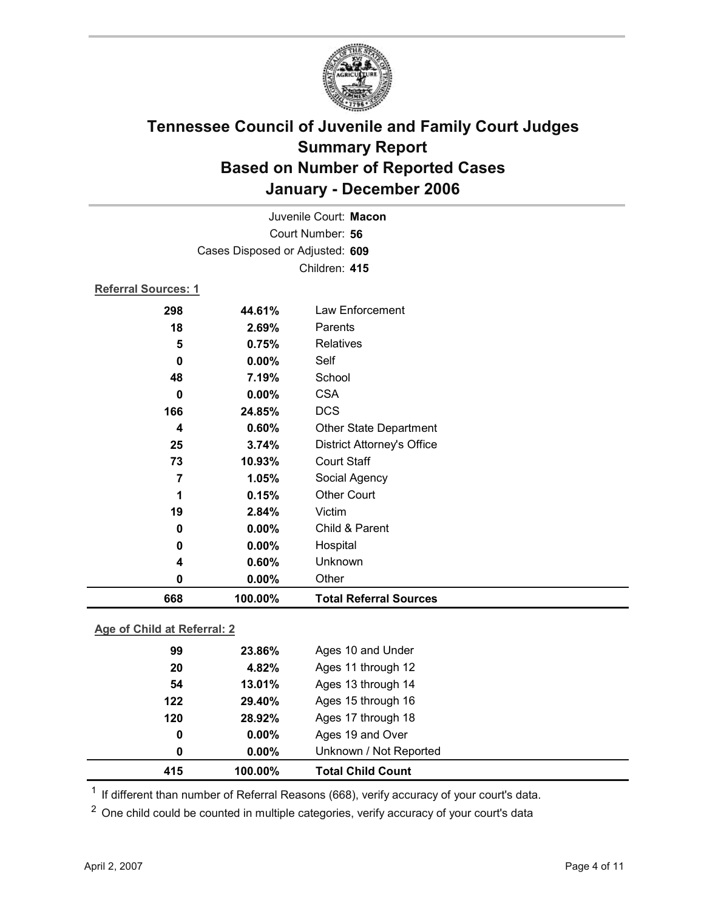# Tennessee Council of Juvenile and Family Court Judges
# Summary Report
# Based on Number of Reported Cases
# January - December 2006

Juvenile Court: **Macon**
Court Number: **56**
Cases Disposed or Adjusted: **609**
Children: **415**

**Referral Sources: 1**

| | | |
|---|---|---|
| 298 | 44.61% | Law Enforcement |
| 18 | 2.69% | Parents |
| 5 | 0.75% | Relatives |
| 0 | 0.00% | Self |
| 48 | 7.19% | School |
| 0 | 0.00% | CSA |
| 166 | 24.85% | DCS |
| 4 | 0.60% | Other State Department |
| 25 | 3.74% | District Attorney's Office |
| 73 | 10.93% | Court Staff |
| 7 | 1.05% | Social Agency |
| 1 | 0.15% | Other Court |
| 19 | 2.84% | Victim |
| 0 | 0.00% | Child & Parent |
| 0 | 0.00% | Hospital |
| 4 | 0.60% | Unknown |
| 0 | 0.00% | Other |
| **668** | **100.00%** | **Total Referral Sources** |

**Age of Child at Referral: 2**

| | | |
|---|---|---|
| 99 | 23.86% | Ages 10 and Under |
| 20 | 4.82% | Ages 11 through 12 |
| 54 | 13.01% | Ages 13 through 14 |
| 122 | 29.40% | Ages 15 through 16 |
| 120 | 28.92% | Ages 17 through 18 |
| 0 | 0.00% | Ages 19 and Over |
| 0 | 0.00% | Unknown / Not Reported |
| **415** | **100.00%** | **Total Child Count** |

[1] If different than number of Referral Reasons (668), verify accuracy of your court's data.

[2] One child could be counted in multiple categories, verify accuracy of your court's data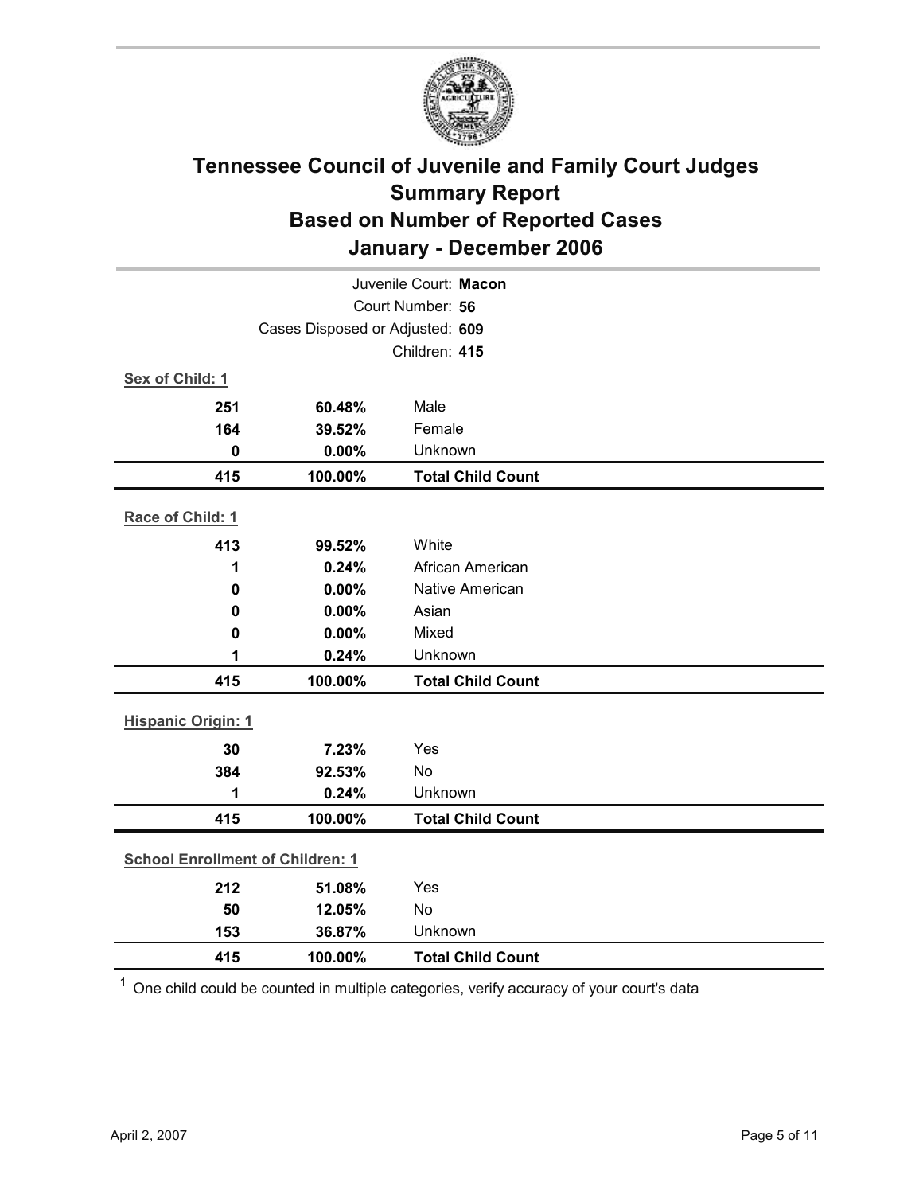# Tennessee Council of Juvenile and Family Court Judges
## Summary Report
## Based on Number of Reported Cases
## January - December 2006

Juvenile Court: **Macon**
Court Number: **56**
Cases Disposed or Adjusted: **609**
Children: **415**

**Sex of Child: 1**

| | | |
|---|---|---|
| 251 | 60.48% | Male |
| 164 | 39.52% | Female |
| 0 | 0.00% | Unknown |
| **415** | **100.00%** | **Total Child Count** |

**Race of Child: 1**

| | | |
|---|---|---|
| 413 | 99.52% | White |
| 1 | 0.24% | African American |
| 0 | 0.00% | Native American |
| 0 | 0.00% | Asian |
| 0 | 0.00% | Mixed |
| 1 | 0.24% | Unknown |
| **415** | **100.00%** | **Total Child Count** |

**Hispanic Origin: 1**

| | | |
|---|---|---|
| 30 | 7.23% | Yes |
| 384 | 92.53% | No |
| 1 | 0.24% | Unknown |
| **415** | **100.00%** | **Total Child Count** |

**School Enrollment of Children: 1**

| | | |
|---|---|---|
| 212 | 51.08% | Yes |
| 50 | 12.05% | No |
| 153 | 36.87% | Unknown |
| **415** | **100.00%** | **Total Child Count** |

[1] One child could be counted in multiple categories, verify accuracy of your court's data

April 2, 2007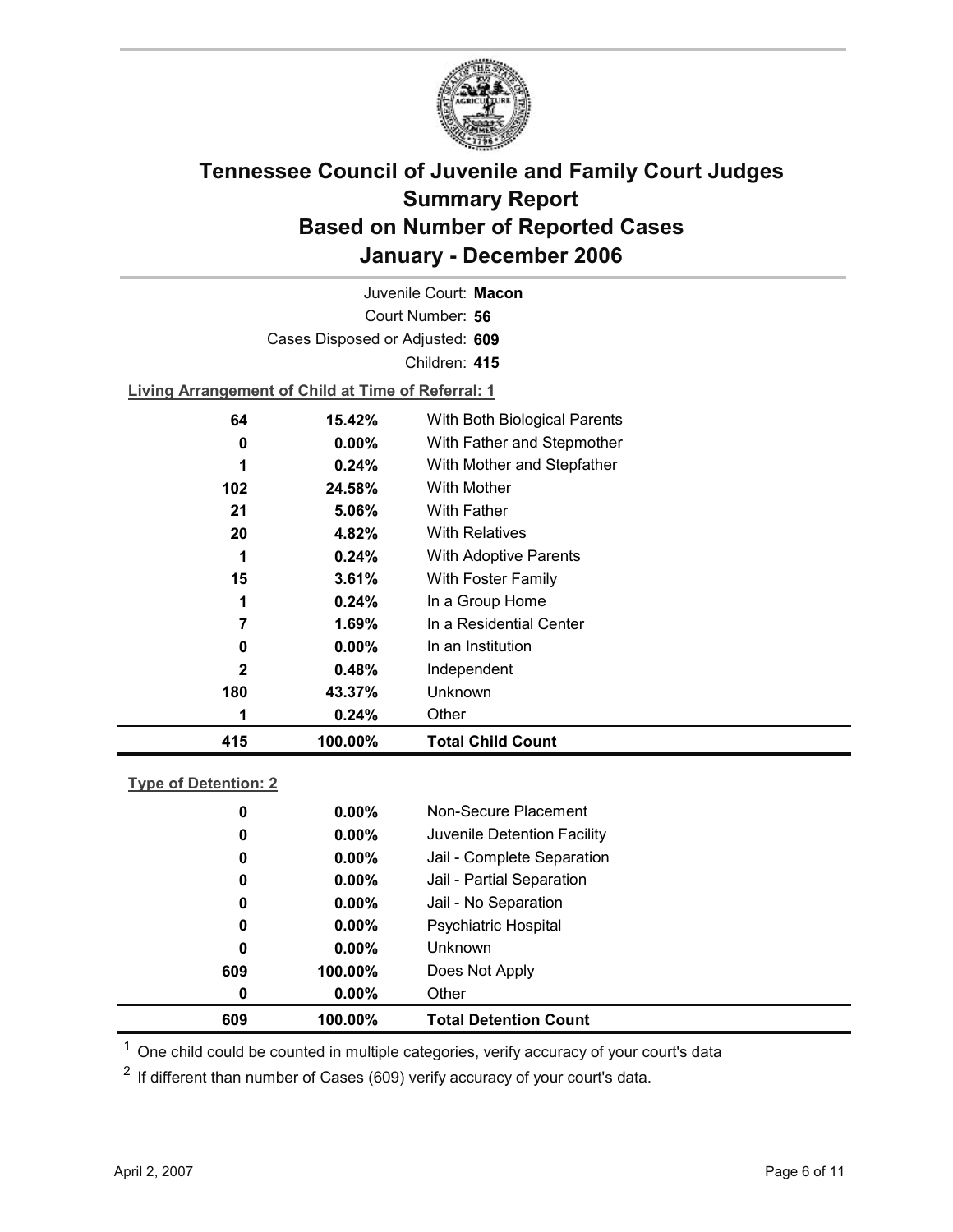# Tennessee Council of Juvenile and Family Court Judges
## Summary Report
## Based on Number of Reported Cases
## January - December 2006

Juvenile Court: **Macon**

Court Number: **56**

Cases Disposed or Adjusted: **609**

Children: **415**

**Living Arrangement of Child at Time of Referral: 1**

| Count | Percent | Category |
|---|---|---|
| 64 | 15.42% | With Both Biological Parents |
| 0 | 0.00% | With Father and Stepmother |
| 1 | 0.24% | With Mother and Stepfather |
| 102 | 24.58% | With Mother |
| 21 | 5.06% | With Father |
| 20 | 4.82% | With Relatives |
| 1 | 0.24% | With Adoptive Parents |
| 15 | 3.61% | With Foster Family |
| 1 | 0.24% | In a Group Home |
| 7 | 1.69% | In a Residential Center |
| 0 | 0.00% | In an Institution |
| 2 | 0.48% | Independent |
| 180 | 43.37% | Unknown |
| 1 | 0.24% | Other |
| **415** | **100.00%** | **Total Child Count** |

**Type of Detention: 2**

| Count | Percent | Category |
|---|---|---|
| 0 | 0.00% | Non-Secure Placement |
| 0 | 0.00% | Juvenile Detention Facility |
| 0 | 0.00% | Jail - Complete Separation |
| 0 | 0.00% | Jail - Partial Separation |
| 0 | 0.00% | Jail - No Separation |
| 0 | 0.00% | Psychiatric Hospital |
| 0 | 0.00% | Unknown |
| 609 | 100.00% | Does Not Apply |
| 0 | 0.00% | Other |
| **609** | **100.00%** | **Total Detention Count** |

[1] One child could be counted in multiple categories, verify accuracy of your court's data

[2] If different than number of Cases (609) verify accuracy of your court's data.

April 2, 2007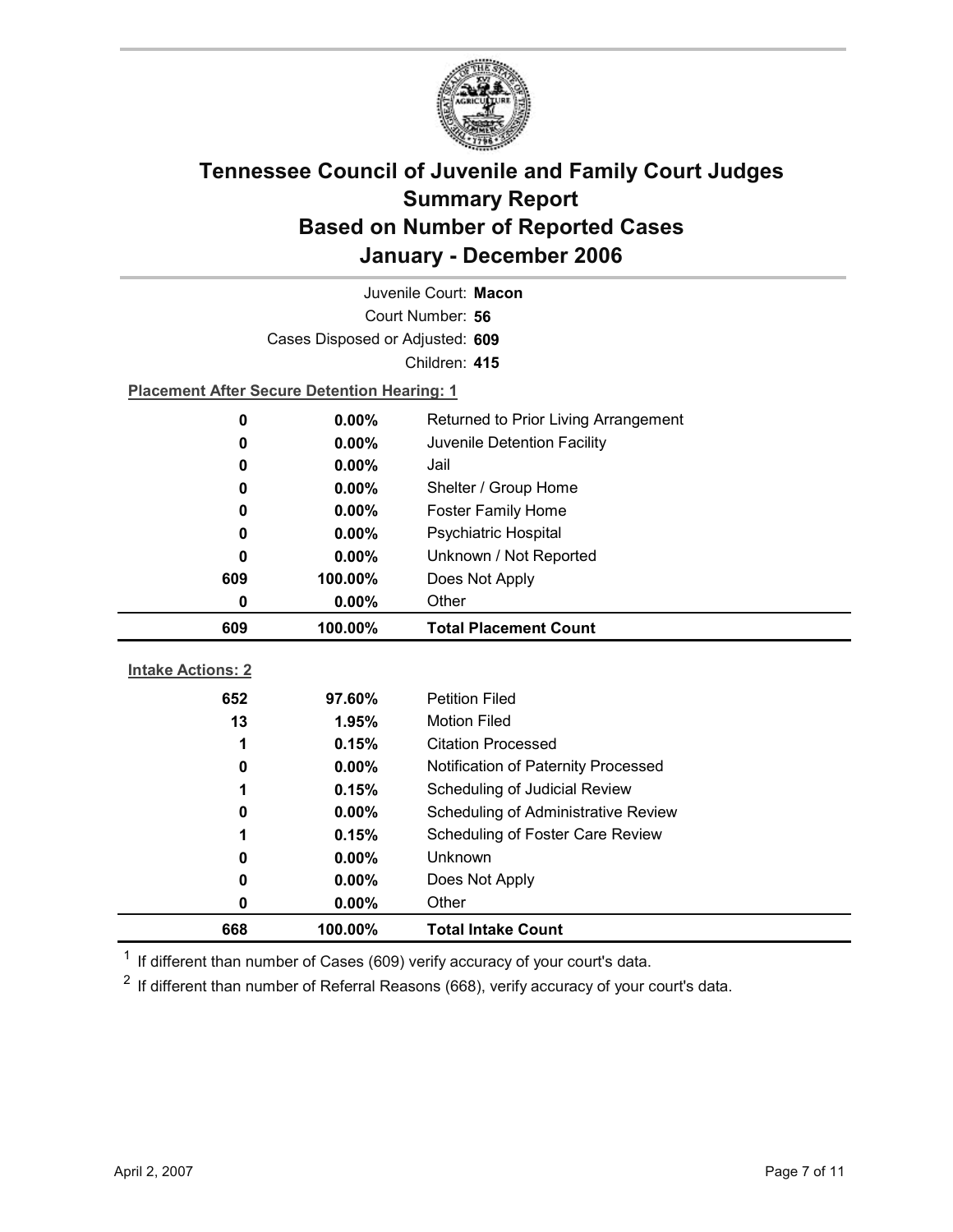# Tennessee Council of Juvenile and Family Court Judges Summary Report Based on Number of Reported Cases January - December 2006

Juvenile Court: **Macon**

Court Number: **56**

Cases Disposed or Adjusted: **609**

Children: **415**

**Placement After Secure Detention Hearing: 1**

| Count | Percent | Placement |
|---|---|---|
| 0 | 0.00% | Returned to Prior Living Arrangement |
| 0 | 0.00% | Juvenile Detention Facility |
| 0 | 0.00% | Jail |
| 0 | 0.00% | Shelter / Group Home |
| 0 | 0.00% | Foster Family Home |
| 0 | 0.00% | Psychiatric Hospital |
| 0 | 0.00% | Unknown / Not Reported |
| 609 | 100.00% | Does Not Apply |
| 0 | 0.00% | Other |
| **609** | **100.00%** | **Total Placement Count** |

**Intake Actions: 2**

| Count | Percent | Intake Action |
|---|---|---|
| 652 | 97.60% | Petition Filed |
| 13 | 1.95% | Motion Filed |
| 1 | 0.15% | Citation Processed |
| 0 | 0.00% | Notification of Paternity Processed |
| 1 | 0.15% | Scheduling of Judicial Review |
| 0 | 0.00% | Scheduling of Administrative Review |
| 1 | 0.15% | Scheduling of Foster Care Review |
| 0 | 0.00% | Unknown |
| 0 | 0.00% | Does Not Apply |
| 0 | 0.00% | Other |
| **668** | **100.00%** | **Total Intake Count** |

[1] If different than number of Cases (609) verify accuracy of your court's data.

[2] If different than number of Referral Reasons (668), verify accuracy of your court's data.

April 2, 2007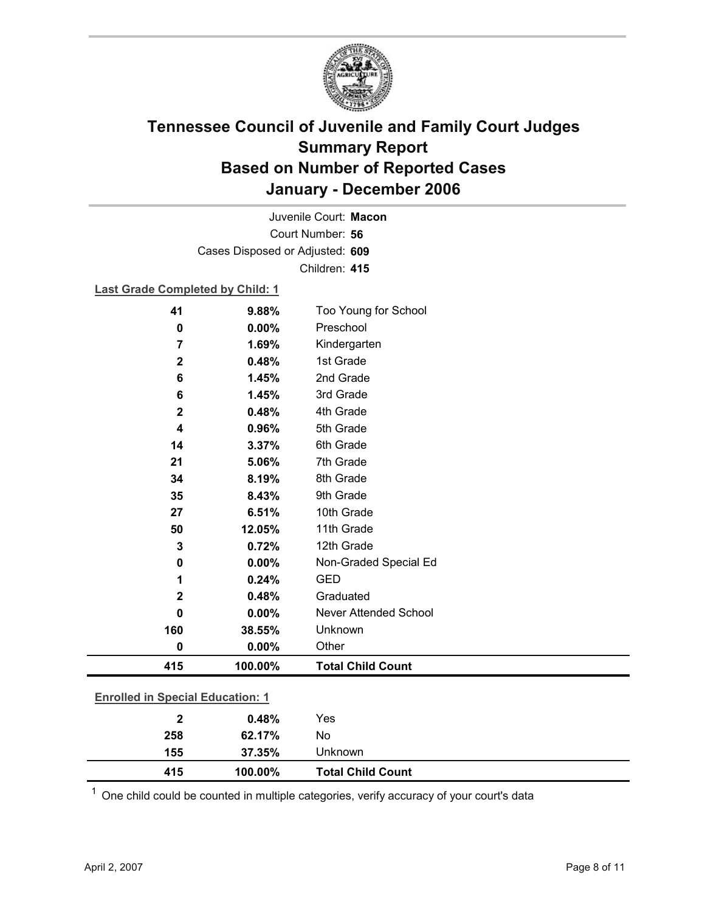# Tennessee Council of Juvenile and Family Court Judges
# Summary Report
# Based on Number of Reported Cases
# January - December 2006

Juvenile Court: **Macon**
Court Number: **56**
Cases Disposed or Adjusted: **609**
Children: **415**

**Last Grade Completed by Child: 1**

| | | |
|---|---|---|
| 41 | 9.88% | Too Young for School |
| 0 | 0.00% | Preschool |
| 7 | 1.69% | Kindergarten |
| 2 | 0.48% | 1st Grade |
| 6 | 1.45% | 2nd Grade |
| 6 | 1.45% | 3rd Grade |
| 2 | 0.48% | 4th Grade |
| 4 | 0.96% | 5th Grade |
| 14 | 3.37% | 6th Grade |
| 21 | 5.06% | 7th Grade |
| 34 | 8.19% | 8th Grade |
| 35 | 8.43% | 9th Grade |
| 27 | 6.51% | 10th Grade |
| 50 | 12.05% | 11th Grade |
| 3 | 0.72% | 12th Grade |
| 0 | 0.00% | Non-Graded Special Ed |
| 1 | 0.24% | GED |
| 2 | 0.48% | Graduated |
| 0 | 0.00% | Never Attended School |
| 160 | 38.55% | Unknown |
| 0 | 0.00% | Other |
| **415** | **100.00%** | **Total Child Count** |

**Enrolled in Special Education: 1**

| | | |
|---|---|---|
| 2 | 0.48% | Yes |
| 258 | 62.17% | No |
| 155 | 37.35% | Unknown |
| **415** | **100.00%** | **Total Child Count** |

[1] One child could be counted in multiple categories, verify accuracy of your court's data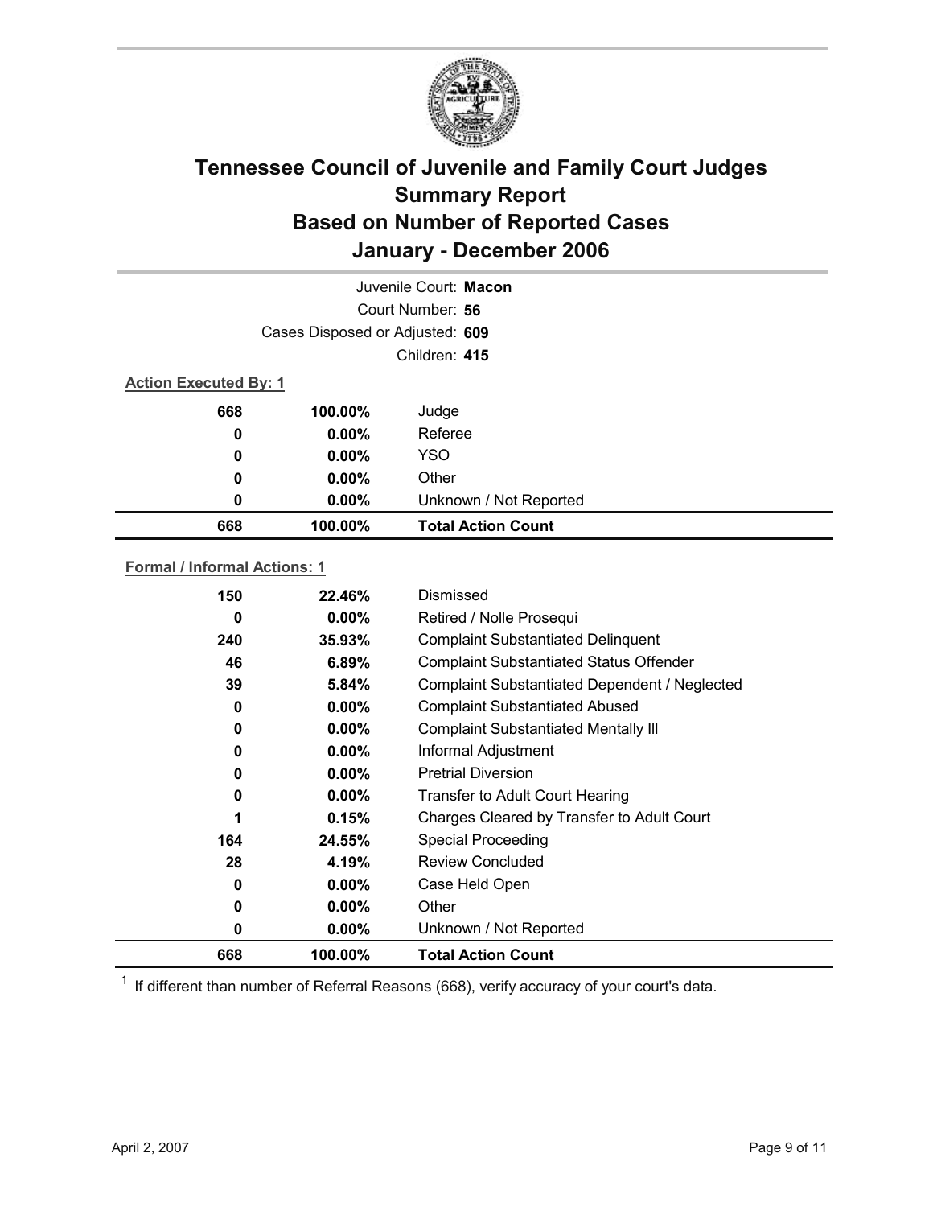# Tennessee Council of Juvenile and Family Court Judges
# Summary Report
# Based on Number of Reported Cases
# January - December 2006

Juvenile Court: **Macon**

Court Number: **56**

Cases Disposed or Adjusted: **609**

Children: **415**

**Action Executed By: 1**

| | | |
|---|---|---|
| 668 | 100.00% | Judge |
| 0 | 0.00% | Referee |
| 0 | 0.00% | YSO |
| 0 | 0.00% | Other |
| 0 | 0.00% | Unknown / Not Reported |
| **668** | **100.00%** | **Total Action Count** |

**Formal / Informal Actions: 1**

| | | |
|---|---|---|
| 150 | 22.46% | Dismissed |
| 0 | 0.00% | Retired / Nolle Prosequi |
| 240 | 35.93% | Complaint Substantiated Delinquent |
| 46 | 6.89% | Complaint Substantiated Status Offender |
| 39 | 5.84% | Complaint Substantiated Dependent / Neglected |
| 0 | 0.00% | Complaint Substantiated Abused |
| 0 | 0.00% | Complaint Substantiated Mentally Ill |
| 0 | 0.00% | Informal Adjustment |
| 0 | 0.00% | Pretrial Diversion |
| 0 | 0.00% | Transfer to Adult Court Hearing |
| 1 | 0.15% | Charges Cleared by Transfer to Adult Court |
| 164 | 24.55% | Special Proceeding |
| 28 | 4.19% | Review Concluded |
| 0 | 0.00% | Case Held Open |
| 0 | 0.00% | Other |
| 0 | 0.00% | Unknown / Not Reported |
| **668** | **100.00%** | **Total Action Count** |

[1] If different than number of Referral Reasons (668), verify accuracy of your court's data.

April 2, 2007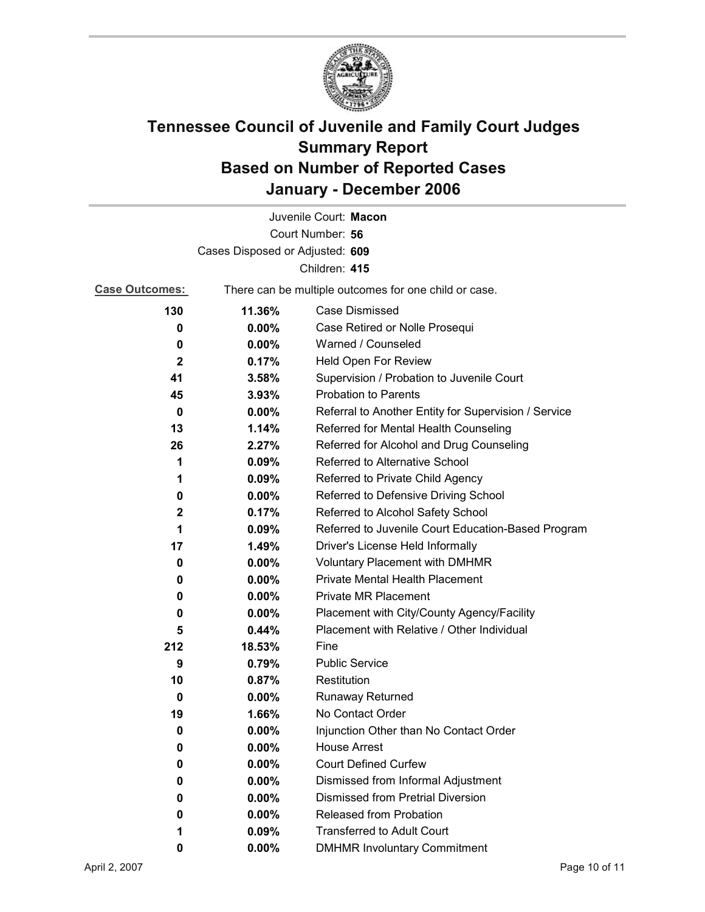# Tennessee Council of Juvenile and Family Court Judges Summary Report Based on Number of Reported Cases January - December 2006

Juvenile Court: **Macon**

Court Number: **56**

Cases Disposed or Adjusted: **609**

Children: **415**

**Case Outcomes:** There can be multiple outcomes for one child or case.

| Count | Percent | Outcome |
|---|---|---|
| **130** | **11.36%** | Case Dismissed |
| **0** | **0.00%** | Case Retired or Nolle Prosequi |
| **0** | **0.00%** | Warned / Counseled |
| **2** | **0.17%** | Held Open For Review |
| **41** | **3.58%** | Supervision / Probation to Juvenile Court |
| **45** | **3.93%** | Probation to Parents |
| **0** | **0.00%** | Referral to Another Entity for Supervision / Service |
| **13** | **1.14%** | Referred for Mental Health Counseling |
| **26** | **2.27%** | Referred for Alcohol and Drug Counseling |
| **1** | **0.09%** | Referred to Alternative School |
| **1** | **0.09%** | Referred to Private Child Agency |
| **0** | **0.00%** | Referred to Defensive Driving School |
| **2** | **0.17%** | Referred to Alcohol Safety School |
| **1** | **0.09%** | Referred to Juvenile Court Education-Based Program |
| **17** | **1.49%** | Driver's License Held Informally |
| **0** | **0.00%** | Voluntary Placement with DMHMR |
| **0** | **0.00%** | Private Mental Health Placement |
| **0** | **0.00%** | Private MR Placement |
| **0** | **0.00%** | Placement with City/County Agency/Facility |
| **5** | **0.44%** | Placement with Relative / Other Individual |
| **212** | **18.53%** | Fine |
| **9** | **0.79%** | Public Service |
| **10** | **0.87%** | Restitution |
| **0** | **0.00%** | Runaway Returned |
| **19** | **1.66%** | No Contact Order |
| **0** | **0.00%** | Injunction Other than No Contact Order |
| **0** | **0.00%** | House Arrest |
| **0** | **0.00%** | Court Defined Curfew |
| **0** | **0.00%** | Dismissed from Informal Adjustment |
| **0** | **0.00%** | Dismissed from Pretrial Diversion |
| **0** | **0.00%** | Released from Probation |
| **1** | **0.09%** | Transferred to Adult Court |
| **0** | **0.00%** | DMHMR Involuntary Commitment |

April 2, 2007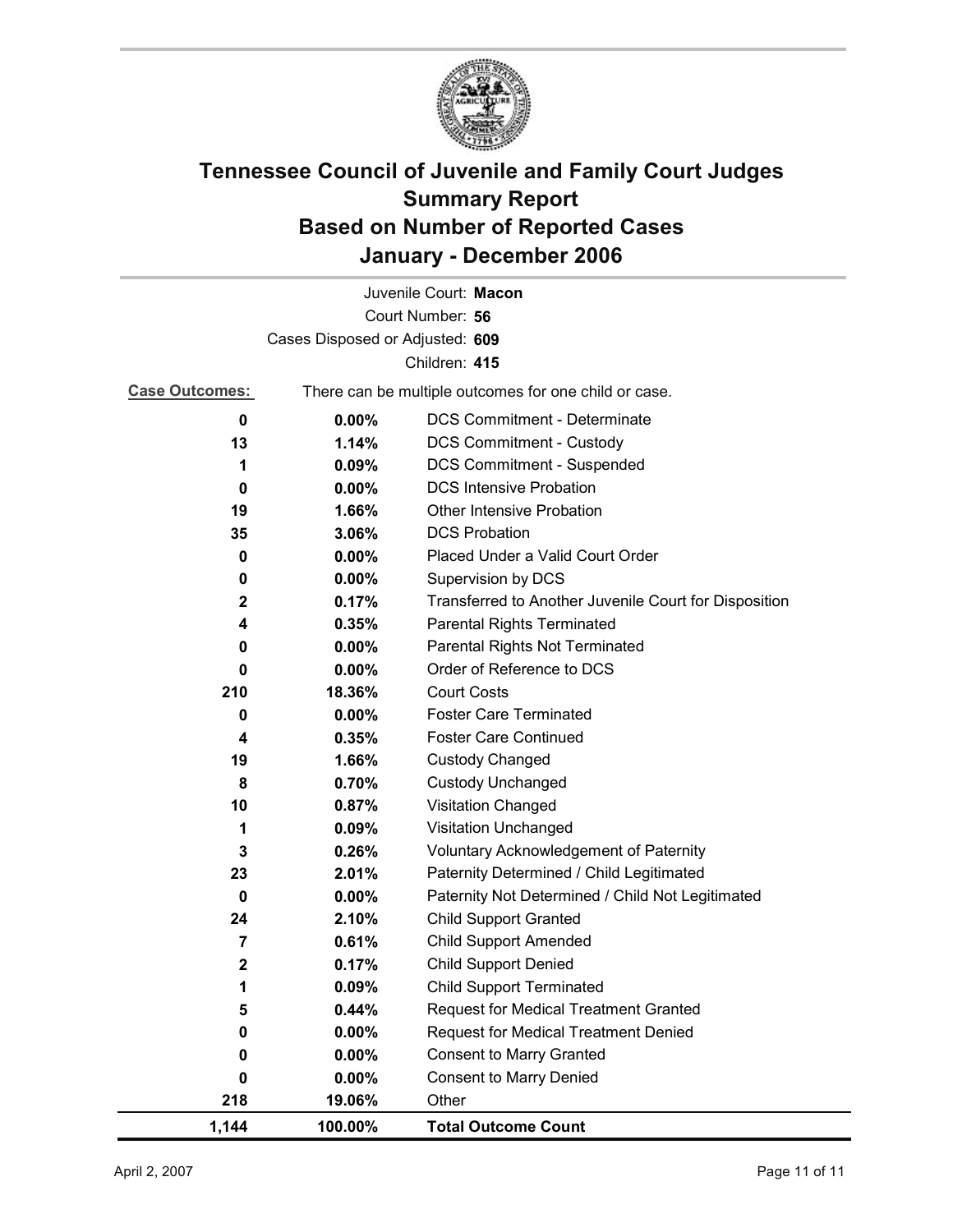# Tennessee Council of Juvenile and Family Court Judges
## Summary Report
## Based on Number of Reported Cases
## January - December 2006

Juvenile Court: **Macon**
Court Number: **56**
Cases Disposed or Adjusted: **609**
Children: **415**

**Case Outcomes:** There can be multiple outcomes for one child or case.

| | | |
|---|---|---|
| 0 | 0.00% | DCS Commitment - Determinate |
| 13 | 1.14% | DCS Commitment - Custody |
| 1 | 0.09% | DCS Commitment - Suspended |
| 0 | 0.00% | DCS Intensive Probation |
| 19 | 1.66% | Other Intensive Probation |
| 35 | 3.06% | DCS Probation |
| 0 | 0.00% | Placed Under a Valid Court Order |
| 0 | 0.00% | Supervision by DCS |
| 2 | 0.17% | Transferred to Another Juvenile Court for Disposition |
| 4 | 0.35% | Parental Rights Terminated |
| 0 | 0.00% | Parental Rights Not Terminated |
| 0 | 0.00% | Order of Reference to DCS |
| 210 | 18.36% | Court Costs |
| 0 | 0.00% | Foster Care Terminated |
| 4 | 0.35% | Foster Care Continued |
| 19 | 1.66% | Custody Changed |
| 8 | 0.70% | Custody Unchanged |
| 10 | 0.87% | Visitation Changed |
| 1 | 0.09% | Visitation Unchanged |
| 3 | 0.26% | Voluntary Acknowledgement of Paternity |
| 23 | 2.01% | Paternity Determined / Child Legitimated |
| 0 | 0.00% | Paternity Not Determined / Child Not Legitimated |
| 24 | 2.10% | Child Support Granted |
| 7 | 0.61% | Child Support Amended |
| 2 | 0.17% | Child Support Denied |
| 1 | 0.09% | Child Support Terminated |
| 5 | 0.44% | Request for Medical Treatment Granted |
| 0 | 0.00% | Request for Medical Treatment Denied |
| 0 | 0.00% | Consent to Marry Granted |
| 0 | 0.00% | Consent to Marry Denied |
| 218 | 19.06% | Other |
| **1,144** | **100.00%** | **Total Outcome Count** |

April 2, 2007